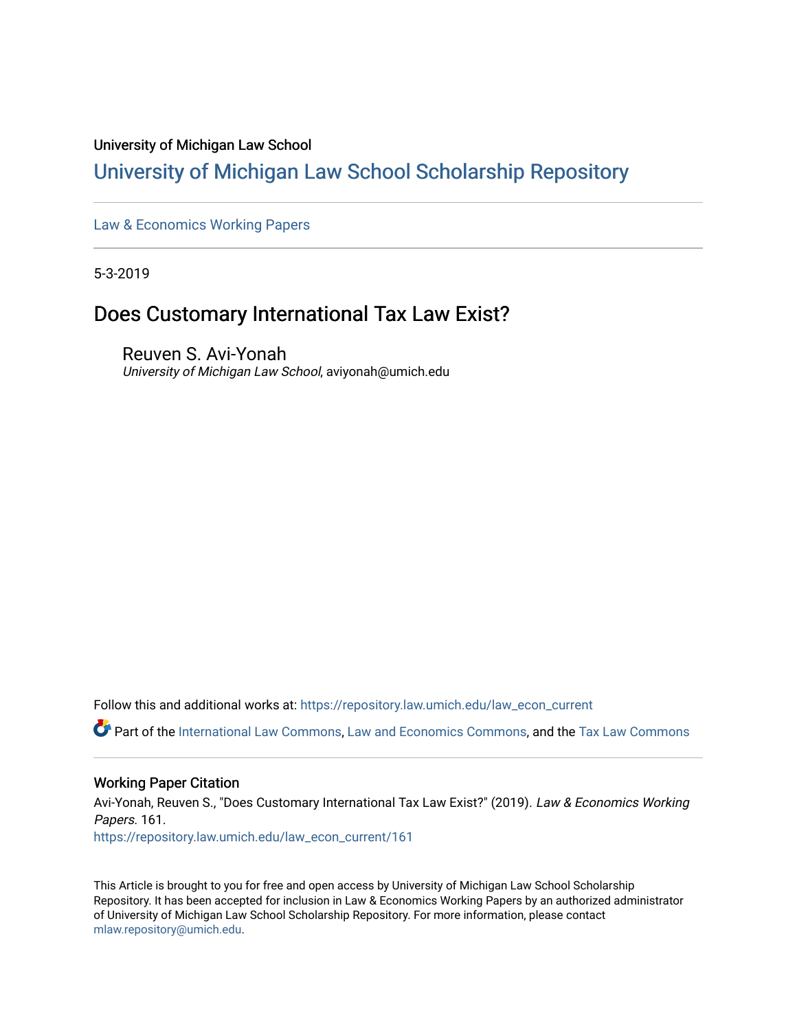University of Michigan Law School

# University of Michigan Law School Scholarship Repository

Law & Economics Working Papers

5-3-2019

## Does Customary International Tax Law Exist?

Reuven S. Avi-Yonah
*University of Michigan Law School*, aviyonah@umich.edu

Follow this and additional works at: https://repository.law.umich.edu/law_econ_current

Part of the International Law Commons, Law and Economics Commons, and the Tax Law Commons

### Working Paper Citation

Avi-Yonah, Reuven S., "Does Customary International Tax Law Exist?" (2019). *Law & Economics Working Papers*. 161.
https://repository.law.umich.edu/law_econ_current/161

This Article is brought to you for free and open access by University of Michigan Law School Scholarship Repository. It has been accepted for inclusion in Law & Economics Working Papers by an authorized administrator of University of Michigan Law School Scholarship Repository. For more information, please contact mlaw.repository@umich.edu.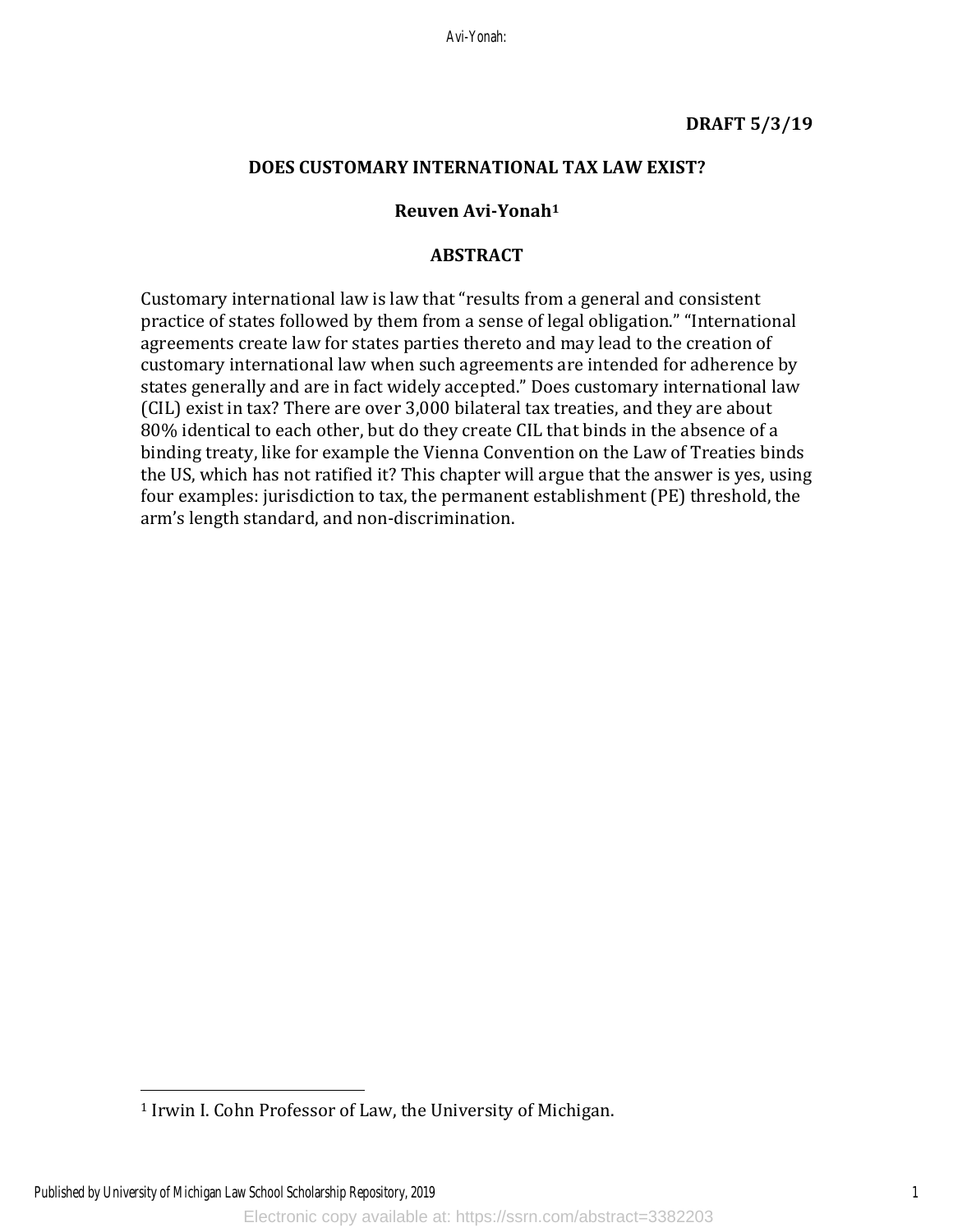**DRAFT 5/3/19**

## DOES CUSTOMARY INTERNATIONAL TAX LAW EXIST?

**Reuven Avi-Yonah[1]**

### ABSTRACT

Customary international law is law that "results from a general and consistent practice of states followed by them from a sense of legal obligation." "International agreements create law for states parties thereto and may lead to the creation of customary international law when such agreements are intended for adherence by states generally and are in fact widely accepted." Does customary international law (CIL) exist in tax? There are over 3,000 bilateral tax treaties, and they are about 80% identical to each other, but do they create CIL that binds in the absence of a binding treaty, like for example the Vienna Convention on the Law of Treaties binds the US, which has not ratified it? This chapter will argue that the answer is yes, using four examples: jurisdiction to tax, the permanent establishment (PE) threshold, the arm's length standard, and non-discrimination.

---

[1] Irwin I. Cohn Professor of Law, the University of Michigan.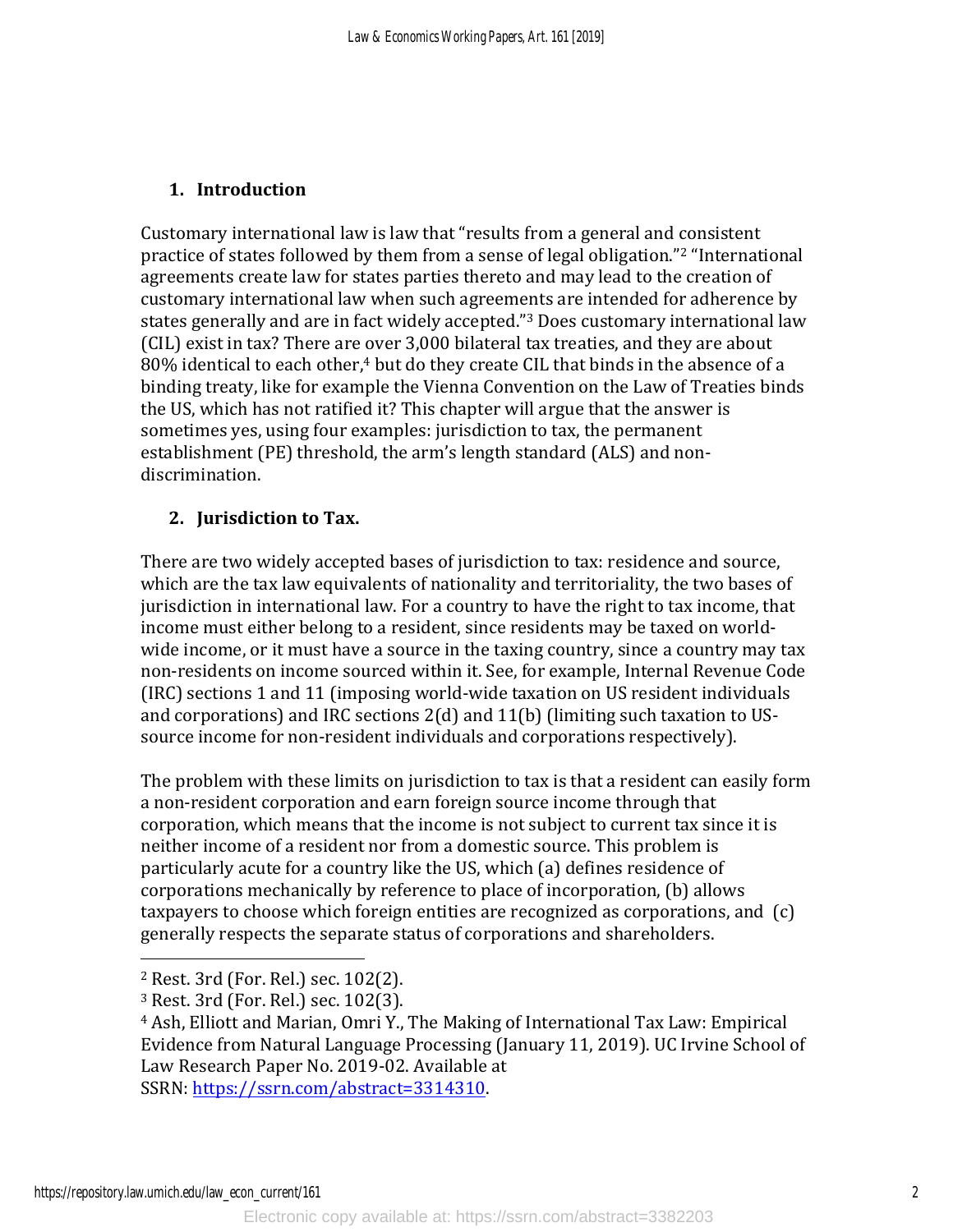## 1. Introduction

Customary international law is law that "results from a general and consistent practice of states followed by them from a sense of legal obligation."[2] "International agreements create law for states parties thereto and may lead to the creation of customary international law when such agreements are intended for adherence by states generally and are in fact widely accepted."[3] Does customary international law (CIL) exist in tax? There are over 3,000 bilateral tax treaties, and they are about 80% identical to each other,[4] but do they create CIL that binds in the absence of a binding treaty, like for example the Vienna Convention on the Law of Treaties binds the US, which has not ratified it? This chapter will argue that the answer is sometimes yes, using four examples: jurisdiction to tax, the permanent establishment (PE) threshold, the arm's length standard (ALS) and non-discrimination.

## 2. Jurisdiction to Tax.

There are two widely accepted bases of jurisdiction to tax: residence and source, which are the tax law equivalents of nationality and territoriality, the two bases of jurisdiction in international law. For a country to have the right to tax income, that income must either belong to a resident, since residents may be taxed on world-wide income, or it must have a source in the taxing country, since a country may tax non-residents on income sourced within it. See, for example, Internal Revenue Code (IRC) sections 1 and 11 (imposing world-wide taxation on US resident individuals and corporations) and IRC sections 2(d) and 11(b) (limiting such taxation to US-source income for non-resident individuals and corporations respectively).

The problem with these limits on jurisdiction to tax is that a resident can easily form a non-resident corporation and earn foreign source income through that corporation, which means that the income is not subject to current tax since it is neither income of a resident nor from a domestic source. This problem is particularly acute for a country like the US, which (a) defines residence of corporations mechanically by reference to place of incorporation, (b) allows taxpayers to choose which foreign entities are recognized as corporations, and (c) generally respects the separate status of corporations and shareholders.

---

[2] Rest. 3rd (For. Rel.) sec. 102(2).

[3] Rest. 3rd (For. Rel.) sec. 102(3).

[4] Ash, Elliott and Marian, Omri Y., The Making of International Tax Law: Empirical Evidence from Natural Language Processing (January 11, 2019). UC Irvine School of Law Research Paper No. 2019-02. Available at SSRN: https://ssrn.com/abstract=3314310.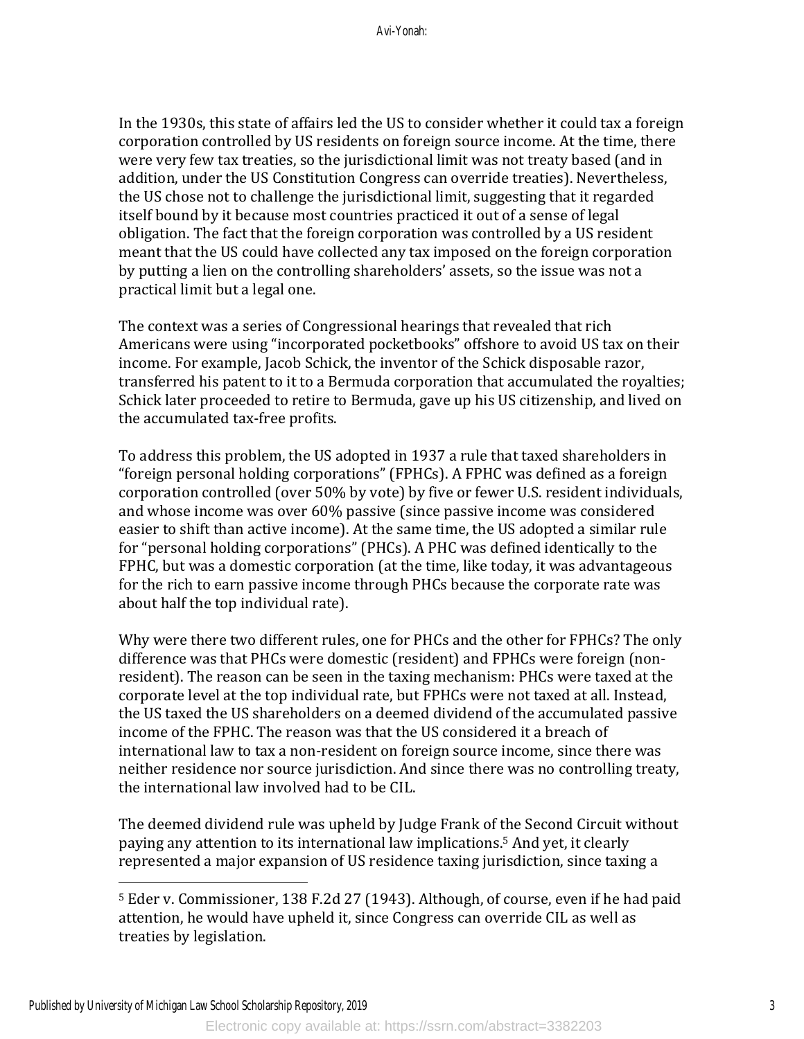In the 1930s, this state of affairs led the US to consider whether it could tax a foreign corporation controlled by US residents on foreign source income. At the time, there were very few tax treaties, so the jurisdictional limit was not treaty based (and in addition, under the US Constitution Congress can override treaties). Nevertheless, the US chose not to challenge the jurisdictional limit, suggesting that it regarded itself bound by it because most countries practiced it out of a sense of legal obligation. The fact that the foreign corporation was controlled by a US resident meant that the US could have collected any tax imposed on the foreign corporation by putting a lien on the controlling shareholders' assets, so the issue was not a practical limit but a legal one.

The context was a series of Congressional hearings that revealed that rich Americans were using "incorporated pocketbooks" offshore to avoid US tax on their income. For example, Jacob Schick, the inventor of the Schick disposable razor, transferred his patent to it to a Bermuda corporation that accumulated the royalties; Schick later proceeded to retire to Bermuda, gave up his US citizenship, and lived on the accumulated tax-free profits.

To address this problem, the US adopted in 1937 a rule that taxed shareholders in "foreign personal holding corporations" (FPHCs). A FPHC was defined as a foreign corporation controlled (over 50% by vote) by five or fewer U.S. resident individuals, and whose income was over 60% passive (since passive income was considered easier to shift than active income). At the same time, the US adopted a similar rule for "personal holding corporations" (PHCs). A PHC was defined identically to the FPHC, but was a domestic corporation (at the time, like today, it was advantageous for the rich to earn passive income through PHCs because the corporate rate was about half the top individual rate).

Why were there two different rules, one for PHCs and the other for FPHCs? The only difference was that PHCs were domestic (resident) and FPHCs were foreign (non-resident). The reason can be seen in the taxing mechanism: PHCs were taxed at the corporate level at the top individual rate, but FPHCs were not taxed at all. Instead, the US taxed the US shareholders on a deemed dividend of the accumulated passive income of the FPHC. The reason was that the US considered it a breach of international law to tax a non-resident on foreign source income, since there was neither residence nor source jurisdiction. And since there was no controlling treaty, the international law involved had to be CIL.

The deemed dividend rule was upheld by Judge Frank of the Second Circuit without paying any attention to its international law implications.[5] And yet, it clearly represented a major expansion of US residence taxing jurisdiction, since taxing a

[5] Eder v. Commissioner, 138 F.2d 27 (1943). Although, of course, even if he had paid attention, he would have upheld it, since Congress can override CIL as well as treaties by legislation.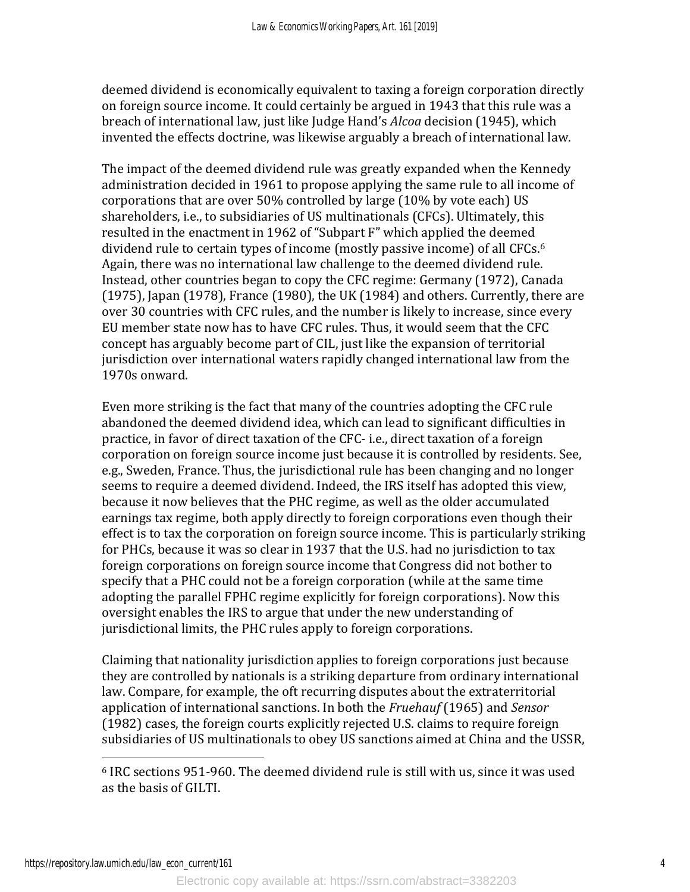deemed dividend is economically equivalent to taxing a foreign corporation directly on foreign source income. It could certainly be argued in 1943 that this rule was a breach of international law, just like Judge Hand's *Alcoa* decision (1945), which invented the effects doctrine, was likewise arguably a breach of international law.

The impact of the deemed dividend rule was greatly expanded when the Kennedy administration decided in 1961 to propose applying the same rule to all income of corporations that are over 50% controlled by large (10% by vote each) US shareholders, i.e., to subsidiaries of US multinationals (CFCs). Ultimately, this resulted in the enactment in 1962 of "Subpart F" which applied the deemed dividend rule to certain types of income (mostly passive income) of all CFCs.[6] Again, there was no international law challenge to the deemed dividend rule. Instead, other countries began to copy the CFC regime: Germany (1972), Canada (1975), Japan (1978), France (1980), the UK (1984) and others. Currently, there are over 30 countries with CFC rules, and the number is likely to increase, since every EU member state now has to have CFC rules. Thus, it would seem that the CFC concept has arguably become part of CIL, just like the expansion of territorial jurisdiction over international waters rapidly changed international law from the 1970s onward.

Even more striking is the fact that many of the countries adopting the CFC rule abandoned the deemed dividend idea, which can lead to significant difficulties in practice, in favor of direct taxation of the CFC- i.e., direct taxation of a foreign corporation on foreign source income just because it is controlled by residents. See, e.g., Sweden, France. Thus, the jurisdictional rule has been changing and no longer seems to require a deemed dividend. Indeed, the IRS itself has adopted this view, because it now believes that the PHC regime, as well as the older accumulated earnings tax regime, both apply directly to foreign corporations even though their effect is to tax the corporation on foreign source income. This is particularly striking for PHCs, because it was so clear in 1937 that the U.S. had no jurisdiction to tax foreign corporations on foreign source income that Congress did not bother to specify that a PHC could not be a foreign corporation (while at the same time adopting the parallel FPHC regime explicitly for foreign corporations). Now this oversight enables the IRS to argue that under the new understanding of jurisdictional limits, the PHC rules apply to foreign corporations.

Claiming that nationality jurisdiction applies to foreign corporations just because they are controlled by nationals is a striking departure from ordinary international law. Compare, for example, the oft recurring disputes about the extraterritorial application of international sanctions. In both the *Fruehauf* (1965) and *Sensor* (1982) cases, the foreign courts explicitly rejected U.S. claims to require foreign subsidiaries of US multinationals to obey US sanctions aimed at China and the USSR,

[6] IRC sections 951-960. The deemed dividend rule is still with us, since it was used as the basis of GILTI.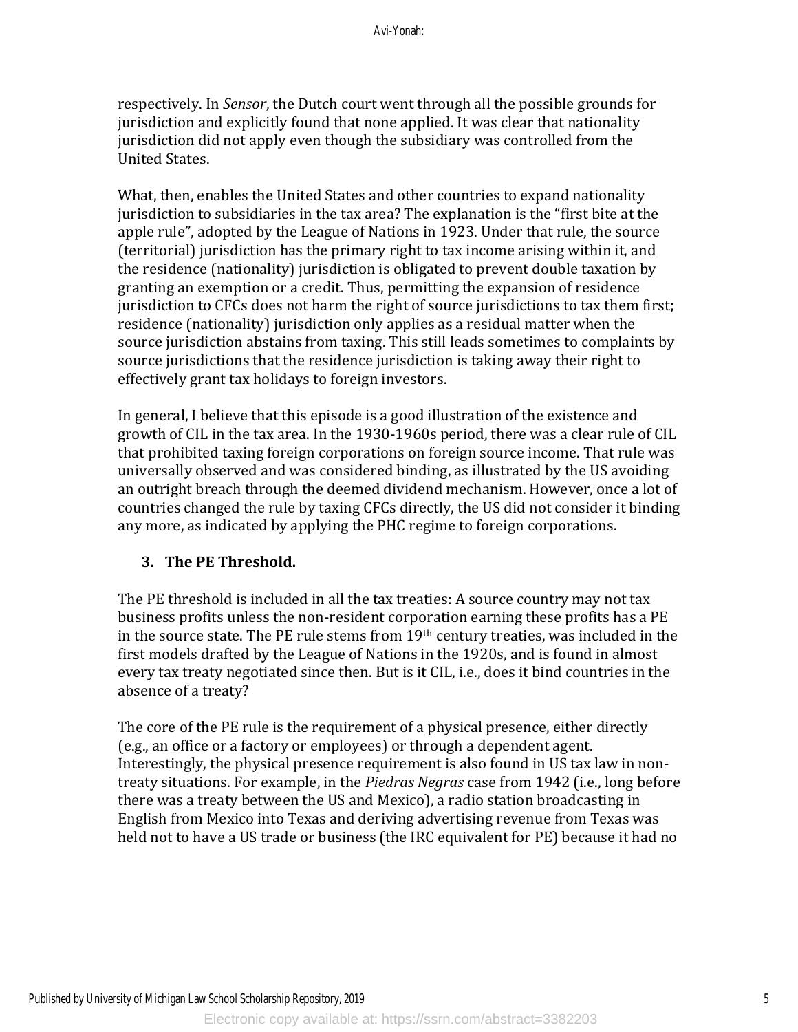respectively. In *Sensor*, the Dutch court went through all the possible grounds for jurisdiction and explicitly found that none applied. It was clear that nationality jurisdiction did not apply even though the subsidiary was controlled from the United States.

What, then, enables the United States and other countries to expand nationality jurisdiction to subsidiaries in the tax area? The explanation is the "first bite at the apple rule", adopted by the League of Nations in 1923. Under that rule, the source (territorial) jurisdiction has the primary right to tax income arising within it, and the residence (nationality) jurisdiction is obligated to prevent double taxation by granting an exemption or a credit. Thus, permitting the expansion of residence jurisdiction to CFCs does not harm the right of source jurisdictions to tax them first; residence (nationality) jurisdiction only applies as a residual matter when the source jurisdiction abstains from taxing. This still leads sometimes to complaints by source jurisdictions that the residence jurisdiction is taking away their right to effectively grant tax holidays to foreign investors.

In general, I believe that this episode is a good illustration of the existence and growth of CIL in the tax area. In the 1930-1960s period, there was a clear rule of CIL that prohibited taxing foreign corporations on foreign source income. That rule was universally observed and was considered binding, as illustrated by the US avoiding an outright breach through the deemed dividend mechanism. However, once a lot of countries changed the rule by taxing CFCs directly, the US did not consider it binding any more, as indicated by applying the PHC regime to foreign corporations.

### 3. The PE Threshold.

The PE threshold is included in all the tax treaties: A source country may not tax business profits unless the non-resident corporation earning these profits has a PE in the source state. The PE rule stems from 19th century treaties, was included in the first models drafted by the League of Nations in the 1920s, and is found in almost every tax treaty negotiated since then. But is it CIL, i.e., does it bind countries in the absence of a treaty?

The core of the PE rule is the requirement of a physical presence, either directly (e.g., an office or a factory or employees) or through a dependent agent. Interestingly, the physical presence requirement is also found in US tax law in non-treaty situations. For example, in the *Piedras Negras* case from 1942 (i.e., long before there was a treaty between the US and Mexico), a radio station broadcasting in English from Mexico into Texas and deriving advertising revenue from Texas was held not to have a US trade or business (the IRC equivalent for PE) because it had no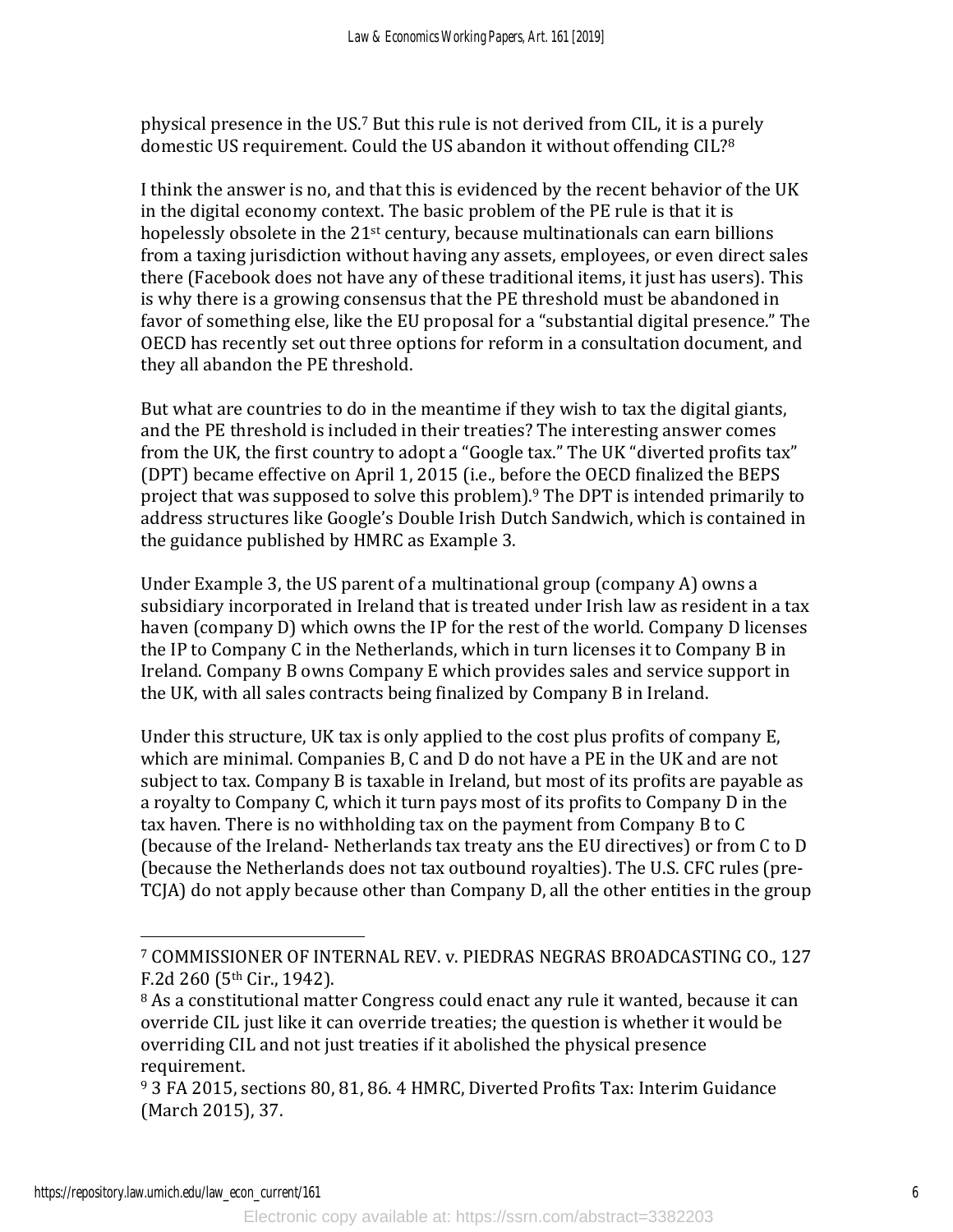physical presence in the US.[7] But this rule is not derived from CIL, it is a purely domestic US requirement. Could the US abandon it without offending CIL?[8]

I think the answer is no, and that this is evidenced by the recent behavior of the UK in the digital economy context. The basic problem of the PE rule is that it is hopelessly obsolete in the 21st century, because multinationals can earn billions from a taxing jurisdiction without having any assets, employees, or even direct sales there (Facebook does not have any of these traditional items, it just has users). This is why there is a growing consensus that the PE threshold must be abandoned in favor of something else, like the EU proposal for a "substantial digital presence." The OECD has recently set out three options for reform in a consultation document, and they all abandon the PE threshold.

But what are countries to do in the meantime if they wish to tax the digital giants, and the PE threshold is included in their treaties? The interesting answer comes from the UK, the first country to adopt a "Google tax." The UK "diverted profits tax" (DPT) became effective on April 1, 2015 (i.e., before the OECD finalized the BEPS project that was supposed to solve this problem).[9] The DPT is intended primarily to address structures like Google's Double Irish Dutch Sandwich, which is contained in the guidance published by HMRC as Example 3.

Under Example 3, the US parent of a multinational group (company A) owns a subsidiary incorporated in Ireland that is treated under Irish law as resident in a tax haven (company D) which owns the IP for the rest of the world. Company D licenses the IP to Company C in the Netherlands, which in turn licenses it to Company B in Ireland. Company B owns Company E which provides sales and service support in the UK, with all sales contracts being finalized by Company B in Ireland.

Under this structure, UK tax is only applied to the cost plus profits of company E, which are minimal. Companies B, C and D do not have a PE in the UK and are not subject to tax. Company B is taxable in Ireland, but most of its profits are payable as a royalty to Company C, which it turn pays most of its profits to Company D in the tax haven. There is no withholding tax on the payment from Company B to C (because of the Ireland- Netherlands tax treaty ans the EU directives) or from C to D (because the Netherlands does not tax outbound royalties). The U.S. CFC rules (pre-TCJA) do not apply because other than Company D, all the other entities in the group

---

[7] COMMISSIONER OF INTERNAL REV. v. PIEDRAS NEGRAS BROADCASTING CO., 127 F.2d 260 (5th Cir., 1942).

[8] As a constitutional matter Congress could enact any rule it wanted, because it can override CIL just like it can override treaties; the question is whether it would be overriding CIL and not just treaties if it abolished the physical presence requirement.

[9] 3 FA 2015, sections 80, 81, 86. 4 HMRC, Diverted Profits Tax: Interim Guidance (March 2015), 37.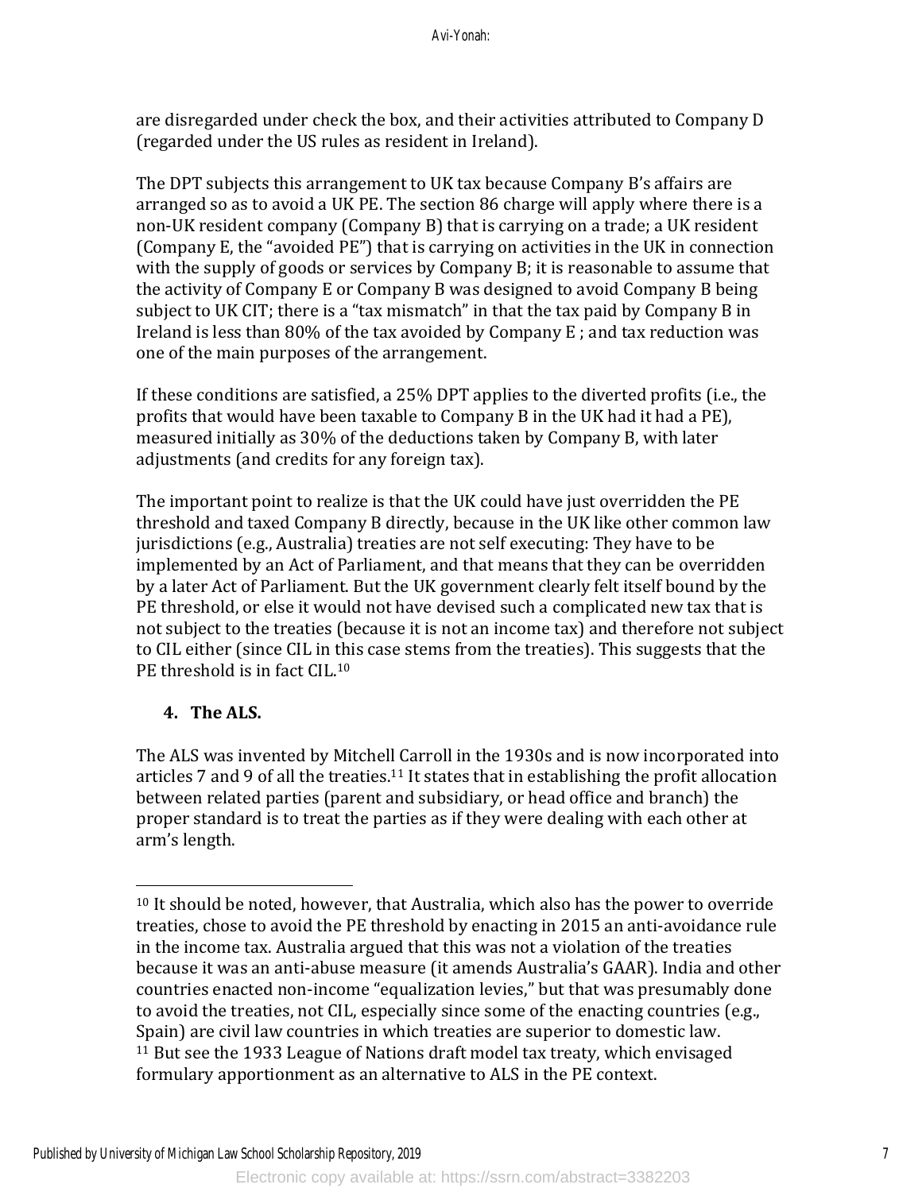are disregarded under check the box, and their activities attributed to Company D (regarded under the US rules as resident in Ireland).

The DPT subjects this arrangement to UK tax because Company B's affairs are arranged so as to avoid a UK PE. The section 86 charge will apply where there is a non-UK resident company (Company B) that is carrying on a trade; a UK resident (Company E, the "avoided PE") that is carrying on activities in the UK in connection with the supply of goods or services by Company B; it is reasonable to assume that the activity of Company E or Company B was designed to avoid Company B being subject to UK CIT; there is a "tax mismatch" in that the tax paid by Company B in Ireland is less than 80% of the tax avoided by Company E ; and tax reduction was one of the main purposes of the arrangement.

If these conditions are satisfied, a 25% DPT applies to the diverted profits (i.e., the profits that would have been taxable to Company B in the UK had it had a PE), measured initially as 30% of the deductions taken by Company B, with later adjustments (and credits for any foreign tax).

The important point to realize is that the UK could have just overridden the PE threshold and taxed Company B directly, because in the UK like other common law jurisdictions (e.g., Australia) treaties are not self executing: They have to be implemented by an Act of Parliament, and that means that they can be overridden by a later Act of Parliament. But the UK government clearly felt itself bound by the PE threshold, or else it would not have devised such a complicated new tax that is not subject to the treaties (because it is not an income tax) and therefore not subject to CIL either (since CIL in this case stems from the treaties). This suggests that the PE threshold is in fact CIL.[10]

## 4. The ALS.

The ALS was invented by Mitchell Carroll in the 1930s and is now incorporated into articles 7 and 9 of all the treaties.[11] It states that in establishing the profit allocation between related parties (parent and subsidiary, or head office and branch) the proper standard is to treat the parties as if they were dealing with each other at arm's length.

---

[10] It should be noted, however, that Australia, which also has the power to override treaties, chose to avoid the PE threshold by enacting in 2015 an anti-avoidance rule in the income tax. Australia argued that this was not a violation of the treaties because it was an anti-abuse measure (it amends Australia's GAAR). India and other countries enacted non-income "equalization levies," but that was presumably done to avoid the treaties, not CIL, especially since some of the enacting countries (e.g., Spain) are civil law countries in which treaties are superior to domestic law.

[11] But see the 1933 League of Nations draft model tax treaty, which envisaged formulary apportionment as an alternative to ALS in the PE context.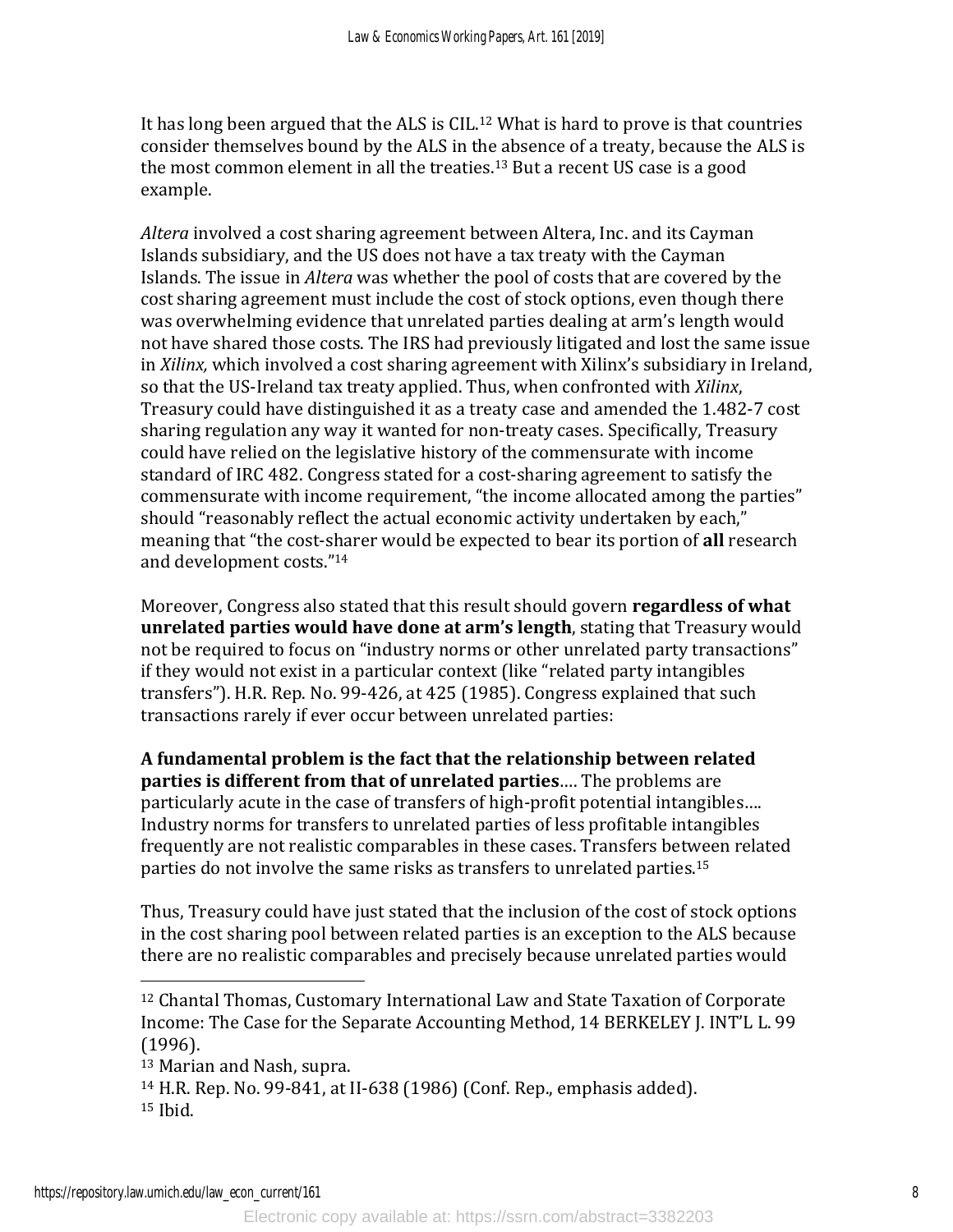It has long been argued that the ALS is CIL.[12] What is hard to prove is that countries consider themselves bound by the ALS in the absence of a treaty, because the ALS is the most common element in all the treaties.[13] But a recent US case is a good example.

*Altera* involved a cost sharing agreement between Altera, Inc. and its Cayman Islands subsidiary, and the US does not have a tax treaty with the Cayman Islands. The issue in *Altera* was whether the pool of costs that are covered by the cost sharing agreement must include the cost of stock options, even though there was overwhelming evidence that unrelated parties dealing at arm's length would not have shared those costs. The IRS had previously litigated and lost the same issue in *Xilinx,* which involved a cost sharing agreement with Xilinx's subsidiary in Ireland, so that the US-Ireland tax treaty applied. Thus, when confronted with *Xilinx*, Treasury could have distinguished it as a treaty case and amended the 1.482-7 cost sharing regulation any way it wanted for non-treaty cases. Specifically, Treasury could have relied on the legislative history of the commensurate with income standard of IRC 482. Congress stated for a cost-sharing agreement to satisfy the commensurate with income requirement, "the income allocated among the parties" should "reasonably reflect the actual economic activity undertaken by each," meaning that "the cost-sharer would be expected to bear its portion of **all** research and development costs."[14]

Moreover, Congress also stated that this result should govern **regardless of what unrelated parties would have done at arm's length**, stating that Treasury would not be required to focus on "industry norms or other unrelated party transactions" if they would not exist in a particular context (like "related party intangibles transfers"). H.R. Rep. No. 99-426, at 425 (1985). Congress explained that such transactions rarely if ever occur between unrelated parties:

**A fundamental problem is the fact that the relationship between related parties is different from that of unrelated parties**…. The problems are particularly acute in the case of transfers of high-profit potential intangibles…. Industry norms for transfers to unrelated parties of less profitable intangibles frequently are not realistic comparables in these cases. Transfers between related parties do not involve the same risks as transfers to unrelated parties.[15]

Thus, Treasury could have just stated that the inclusion of the cost of stock options in the cost sharing pool between related parties is an exception to the ALS because there are no realistic comparables and precisely because unrelated parties would

---

[12] Chantal Thomas, Customary International Law and State Taxation of Corporate Income: The Case for the Separate Accounting Method, 14 BERKELEY J. INT'L L. 99 (1996).

[13] Marian and Nash, supra.

[14] H.R. Rep. No. 99-841, at II-638 (1986) (Conf. Rep., emphasis added).

[15] Ibid.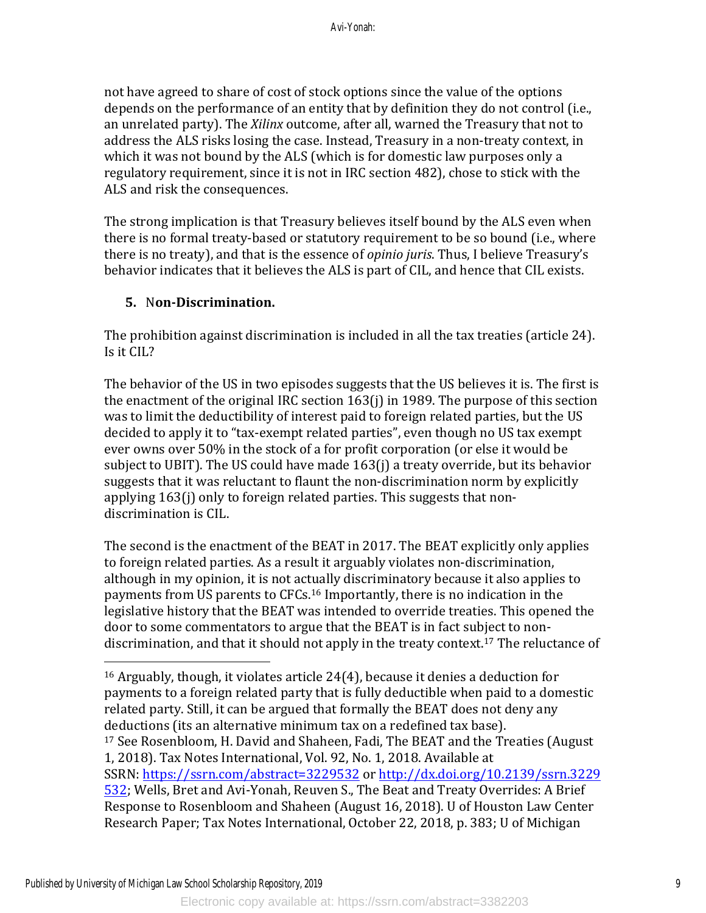not have agreed to share of cost of stock options since the value of the options depends on the performance of an entity that by definition they do not control (i.e., an unrelated party). The *Xilinx* outcome, after all, warned the Treasury that not to address the ALS risks losing the case. Instead, Treasury in a non-treaty context, in which it was not bound by the ALS (which is for domestic law purposes only a regulatory requirement, since it is not in IRC section 482), chose to stick with the ALS and risk the consequences.

The strong implication is that Treasury believes itself bound by the ALS even when there is no formal treaty-based or statutory requirement to be so bound (i.e., where there is no treaty), and that is the essence of *opinio juris*. Thus, I believe Treasury's behavior indicates that it believes the ALS is part of CIL, and hence that CIL exists.

### 5. Non-Discrimination.

The prohibition against discrimination is included in all the tax treaties (article 24). Is it CIL?

The behavior of the US in two episodes suggests that the US believes it is. The first is the enactment of the original IRC section 163(j) in 1989. The purpose of this section was to limit the deductibility of interest paid to foreign related parties, but the US decided to apply it to "tax-exempt related parties", even though no US tax exempt ever owns over 50% in the stock of a for profit corporation (or else it would be subject to UBIT). The US could have made 163(j) a treaty override, but its behavior suggests that it was reluctant to flaunt the non-discrimination norm by explicitly applying 163(j) only to foreign related parties. This suggests that non-discrimination is CIL.

The second is the enactment of the BEAT in 2017. The BEAT explicitly only applies to foreign related parties. As a result it arguably violates non-discrimination, although in my opinion, it is not actually discriminatory because it also applies to payments from US parents to CFCs.[16] Importantly, there is no indication in the legislative history that the BEAT was intended to override treaties. This opened the door to some commentators to argue that the BEAT is in fact subject to non-discrimination, and that it should not apply in the treaty context.[17] The reluctance of

---

[16] Arguably, though, it violates article 24(4), because it denies a deduction for payments to a foreign related party that is fully deductible when paid to a domestic related party. Still, it can be argued that formally the BEAT does not deny any deductions (its an alternative minimum tax on a redefined tax base).

[17] See Rosenbloom, H. David and Shaheen, Fadi, The BEAT and the Treaties (August 1, 2018). Tax Notes International, Vol. 92, No. 1, 2018. Available at SSRN: https://ssrn.com/abstract=3229532 or http://dx.doi.org/10.2139/ssrn.3229532; Wells, Bret and Avi-Yonah, Reuven S., The Beat and Treaty Overrides: A Brief Response to Rosenbloom and Shaheen (August 16, 2018). U of Houston Law Center Research Paper; Tax Notes International, October 22, 2018, p. 383; U of Michigan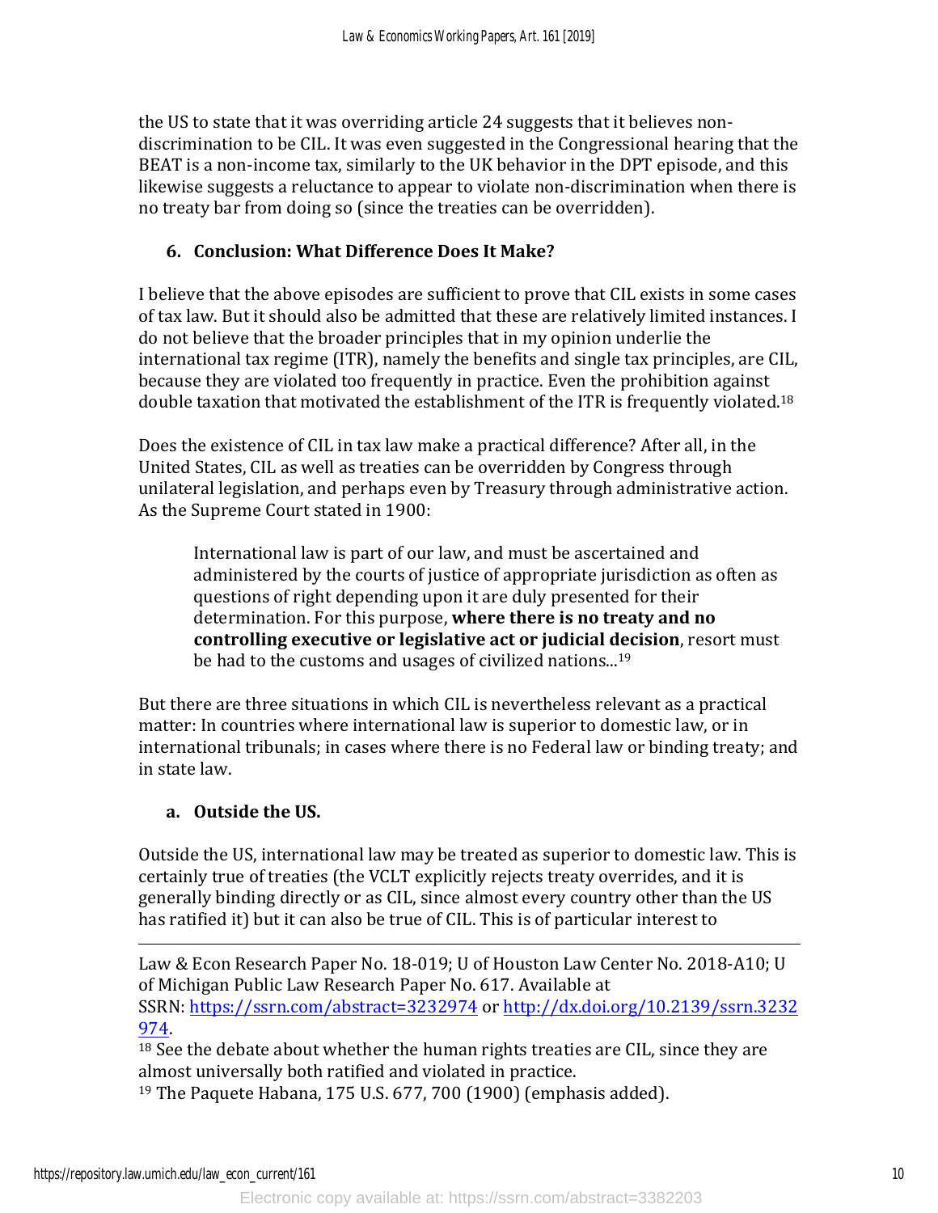the US to state that it was overriding article 24 suggests that it believes non-discrimination to be CIL. It was even suggested in the Congressional hearing that the BEAT is a non-income tax, similarly to the UK behavior in the DPT episode, and this likewise suggests a reluctance to appear to violate non-discrimination when there is no treaty bar from doing so (since the treaties can be overridden).

## 6. Conclusion: What Difference Does It Make?

I believe that the above episodes are sufficient to prove that CIL exists in some cases of tax law. But it should also be admitted that these are relatively limited instances. I do not believe that the broader principles that in my opinion underlie the international tax regime (ITR), namely the benefits and single tax principles, are CIL, because they are violated too frequently in practice. Even the prohibition against double taxation that motivated the establishment of the ITR is frequently violated.[18]

Does the existence of CIL in tax law make a practical difference? After all, in the United States, CIL as well as treaties can be overridden by Congress through unilateral legislation, and perhaps even by Treasury through administrative action. As the Supreme Court stated in 1900:

> International law is part of our law, and must be ascertained and administered by the courts of justice of appropriate jurisdiction as often as questions of right depending upon it are duly presented for their determination. For this purpose, **where there is no treaty and no controlling executive or legislative act or judicial decision**, resort must be had to the customs and usages of civilized nations...[19]

But there are three situations in which CIL is nevertheless relevant as a practical matter: In countries where international law is superior to domestic law, or in international tribunals; in cases where there is no Federal law or binding treaty; and in state law.

### a. Outside the US.

Outside the US, international law may be treated as superior to domestic law. This is certainly true of treaties (the VCLT explicitly rejects treaty overrides, and it is generally binding directly or as CIL, since almost every country other than the US has ratified it) but it can also be true of CIL. This is of particular interest to

---

Law & Econ Research Paper No. 18-019; U of Houston Law Center No. 2018-A10; U of Michigan Public Law Research Paper No. 617. Available at SSRN: https://ssrn.com/abstract=3232974 or http://dx.doi.org/10.2139/ssrn.3232974.

[18] See the debate about whether the human rights treaties are CIL, since they are almost universally both ratified and violated in practice.

[19] The Paquete Habana, 175 U.S. 677, 700 (1900) (emphasis added).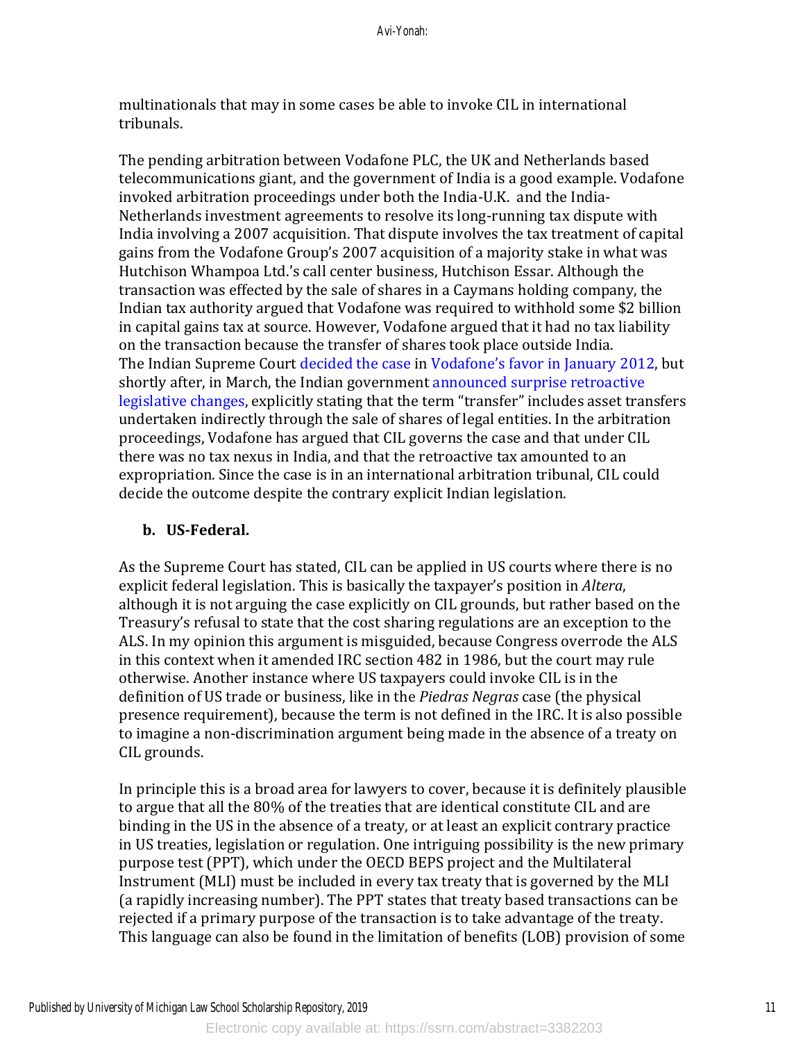multinationals that may in some cases be able to invoke CIL in international tribunals.

The pending arbitration between Vodafone PLC, the UK and Netherlands based telecommunications giant, and the government of India is a good example. Vodafone invoked arbitration proceedings under both the India-U.K. and the India-Netherlands investment agreements to resolve its long-running tax dispute with India involving a 2007 acquisition. That dispute involves the tax treatment of capital gains from the Vodafone Group's 2007 acquisition of a majority stake in what was Hutchison Whampoa Ltd.'s call center business, Hutchison Essar. Although the transaction was effected by the sale of shares in a Caymans holding company, the Indian tax authority argued that Vodafone was required to withhold some $2 billion in capital gains tax at source. However, Vodafone argued that it had no tax liability on the transaction because the transfer of shares took place outside India. The Indian Supreme Court decided the case in Vodafone's favor in January 2012, but shortly after, in March, the Indian government announced surprise retroactive legislative changes, explicitly stating that the term "transfer" includes asset transfers undertaken indirectly through the sale of shares of legal entities. In the arbitration proceedings, Vodafone has argued that CIL governs the case and that under CIL there was no tax nexus in India, and that the retroactive tax amounted to an expropriation. Since the case is in an international arbitration tribunal, CIL could decide the outcome despite the contrary explicit Indian legislation.

### b. US-Federal.

As the Supreme Court has stated, CIL can be applied in US courts where there is no explicit federal legislation. This is basically the taxpayer's position in *Altera*, although it is not arguing the case explicitly on CIL grounds, but rather based on the Treasury's refusal to state that the cost sharing regulations are an exception to the ALS. In my opinion this argument is misguided, because Congress overrode the ALS in this context when it amended IRC section 482 in 1986, but the court may rule otherwise. Another instance where US taxpayers could invoke CIL is in the definition of US trade or business, like in the *Piedras Negras* case (the physical presence requirement), because the term is not defined in the IRC. It is also possible to imagine a non-discrimination argument being made in the absence of a treaty on CIL grounds.

In principle this is a broad area for lawyers to cover, because it is definitely plausible to argue that all the 80% of the treaties that are identical constitute CIL and are binding in the US in the absence of a treaty, or at least an explicit contrary practice in US treaties, legislation or regulation. One intriguing possibility is the new primary purpose test (PPT), which under the OECD BEPS project and the Multilateral Instrument (MLI) must be included in every tax treaty that is governed by the MLI (a rapidly increasing number). The PPT states that treaty based transactions can be rejected if a primary purpose of the transaction is to take advantage of the treaty. This language can also be found in the limitation of benefits (LOB) provision of some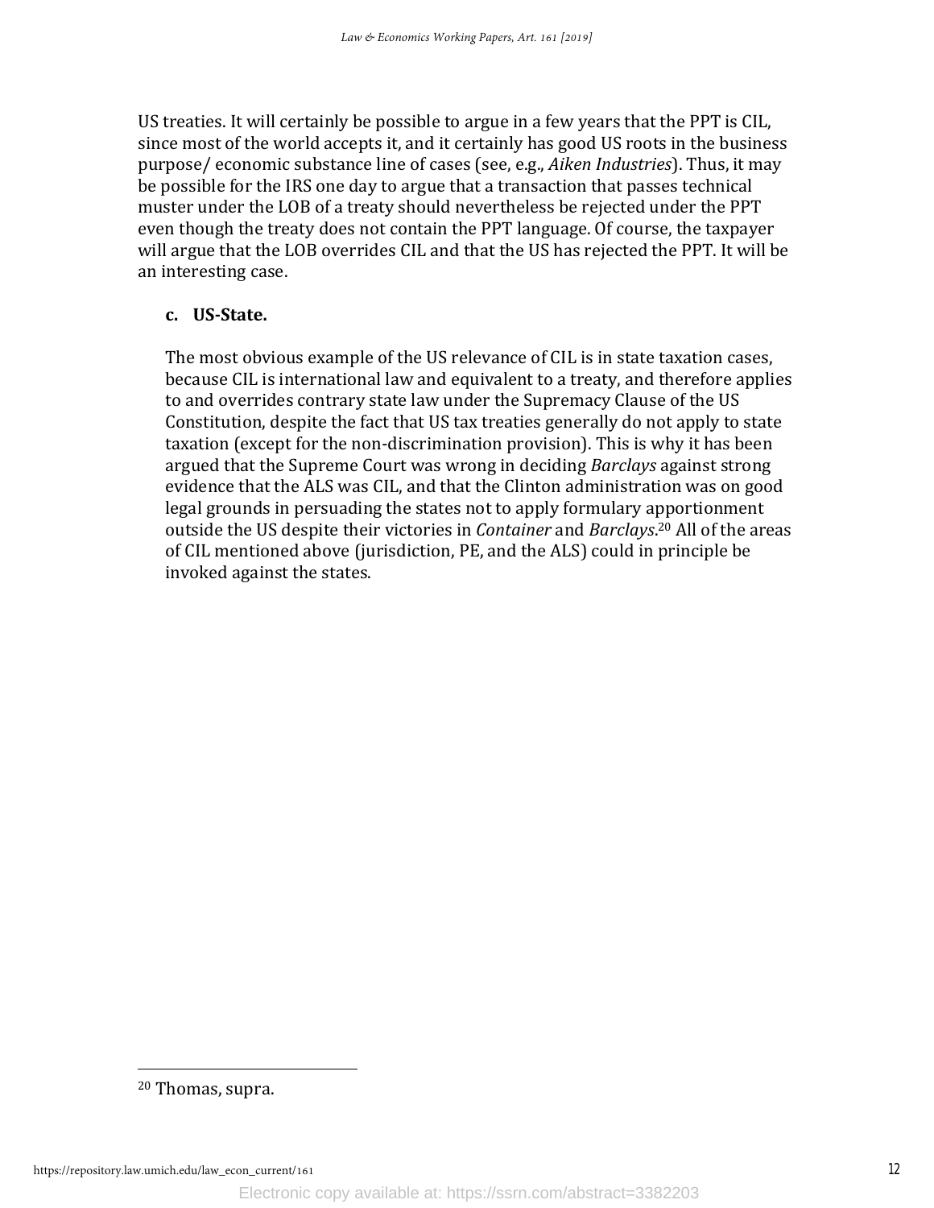US treaties. It will certainly be possible to argue in a few years that the PPT is CIL, since most of the world accepts it, and it certainly has good US roots in the business purpose/ economic substance line of cases (see, e.g., *Aiken Industries*). Thus, it may be possible for the IRS one day to argue that a transaction that passes technical muster under the LOB of a treaty should nevertheless be rejected under the PPT even though the treaty does not contain the PPT language. Of course, the taxpayer will argue that the LOB overrides CIL and that the US has rejected the PPT. It will be an interesting case.

**c. US-State.**

The most obvious example of the US relevance of CIL is in state taxation cases, because CIL is international law and equivalent to a treaty, and therefore applies to and overrides contrary state law under the Supremacy Clause of the US Constitution, despite the fact that US tax treaties generally do not apply to state taxation (except for the non-discrimination provision). This is why it has been argued that the Supreme Court was wrong in deciding *Barclays* against strong evidence that the ALS was CIL, and that the Clinton administration was on good legal grounds in persuading the states not to apply formulary apportionment outside the US despite their victories in *Container* and *Barclays*.[20] All of the areas of CIL mentioned above (jurisdiction, PE, and the ALS) could in principle be invoked against the states.

---

[20] Thomas, supra.